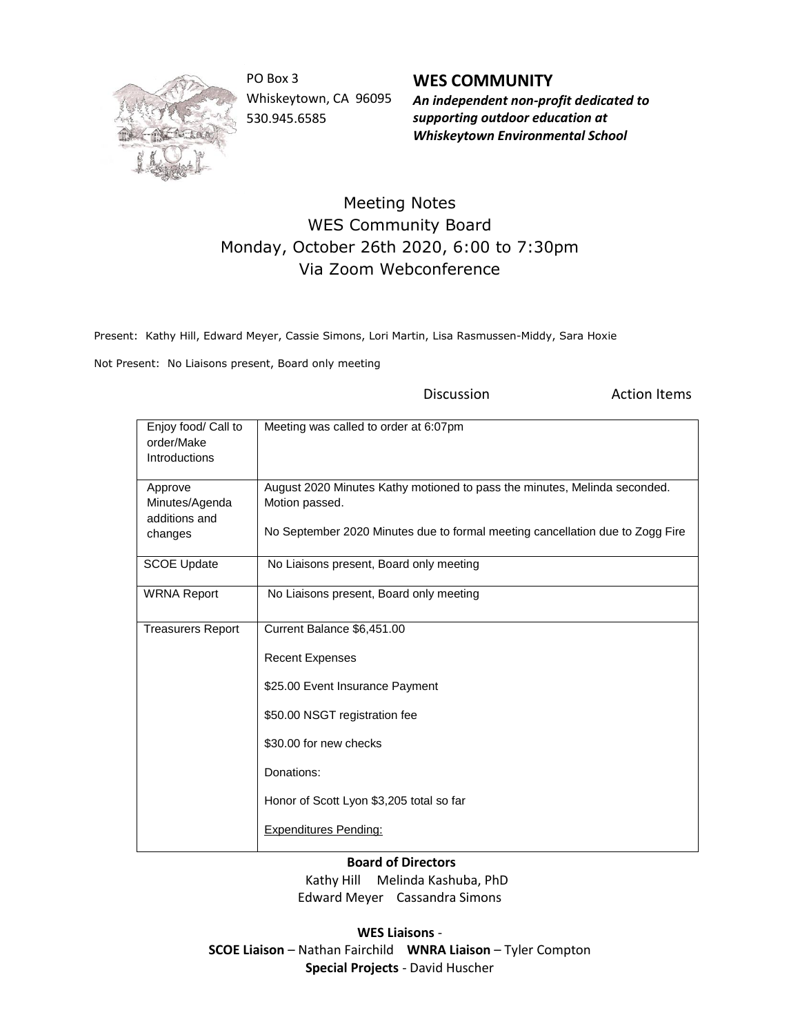PO Box 3
Whiskeytown, CA 96095
530.945.6585

## WES COMMUNITY

***An independent non-profit dedicated to supporting outdoor education at Whiskeytown Environmental School***

# Meeting Notes
## WES Community Board
### Monday, October 26th 2020, 6:00 to 7:30pm
### Via Zoom Webconference

Present: Kathy Hill, Edward Meyer, Cassie Simons, Lori Martin, Lisa Rasmussen-Middy, Sara Hoxie

Not Present: No Liaisons present, Board only meeting

| | Discussion | Action Items |
|---|---|---|
| Enjoy food/ Call to order/Make Introductions | Meeting was called to order at 6:07pm | |
| Approve Minutes/Agenda additions and changes | August 2020 Minutes Kathy motioned to pass the minutes, Melinda seconded. Motion passed.<br><br>No September 2020 Minutes due to formal meeting cancellation due to Zogg Fire | |
| SCOE Update | No Liaisons present, Board only meeting | |
| WRNA Report | No Liaisons present, Board only meeting | |
| Treasurers Report | Current Balance $6,451.00<br><br>Recent Expenses<br><br>$25.00 Event Insurance Payment<br><br>$50.00 NSGT registration fee<br><br>$30.00 for new checks<br><br>Donations:<br><br>Honor of Scott Lyon $3,205 total so far<br><br><u>Expenditures Pending:</u> | |

**Board of Directors**
Kathy Hill Melinda Kashuba, PhD
Edward Meyer Cassandra Simons

**WES Liaisons** -
**SCOE Liaison** – Nathan Fairchild **WNRA Liaison** – Tyler Compton
**Special Projects** - David Huscher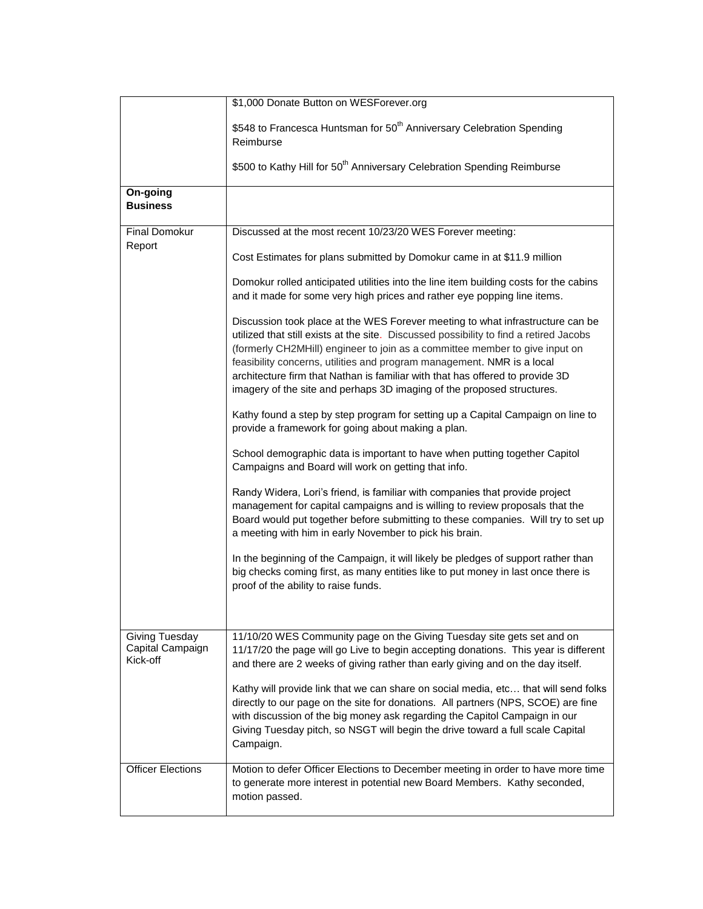| | |
|---|---|
| | \$1,000 Donate Button on WESForever.org<br><br>\$548 to Francesca Huntsman for 50th Anniversary Celebration Spending Reimburse<br><br>\$500 to Kathy Hill for 50th Anniversary Celebration Spending Reimburse |
| **On-going Business** | |
| Final Domokur Report | Discussed at the most recent 10/23/20 WES Forever meeting:<br><br>Cost Estimates for plans submitted by Domokur came in at \$11.9 million<br><br>Domokur rolled anticipated utilities into the line item building costs for the cabins and it made for some very high prices and rather eye popping line items.<br><br>Discussion took place at the WES Forever meeting to what infrastructure can be utilized that still exists at the site. Discussed possibility to find a retired Jacobs (formerly CH2MHill) engineer to join as a committee member to give input on feasibility concerns, utilities and program management. NMR is a local architecture firm that Nathan is familiar with that has offered to provide 3D imagery of the site and perhaps 3D imaging of the proposed structures.<br><br>Kathy found a step by step program for setting up a Capital Campaign on line to provide a framework for going about making a plan.<br><br>School demographic data is important to have when putting together Capitol Campaigns and Board will work on getting that info.<br><br>Randy Widera, Lori's friend, is familiar with companies that provide project management for capital campaigns and is willing to review proposals that the Board would put together before submitting to these companies. Will try to set up a meeting with him in early November to pick his brain.<br><br>In the beginning of the Campaign, it will likely be pledges of support rather than big checks coming first, as many entities like to put money in last once there is proof of the ability to raise funds. |
| Giving Tuesday Capital Campaign Kick-off | 11/10/20 WES Community page on the Giving Tuesday site gets set and on 11/17/20 the page will go Live to begin accepting donations. This year is different and there are 2 weeks of giving rather than early giving and on the day itself.<br><br>Kathy will provide link that we can share on social media, etc… that will send folks directly to our page on the site for donations. All partners (NPS, SCOE) are fine with discussion of the big money ask regarding the Capitol Campaign in our Giving Tuesday pitch, so NSGT will begin the drive toward a full scale Capital Campaign. |
| Officer Elections | Motion to defer Officer Elections to December meeting in order to have more time to generate more interest in potential new Board Members. Kathy seconded, motion passed. |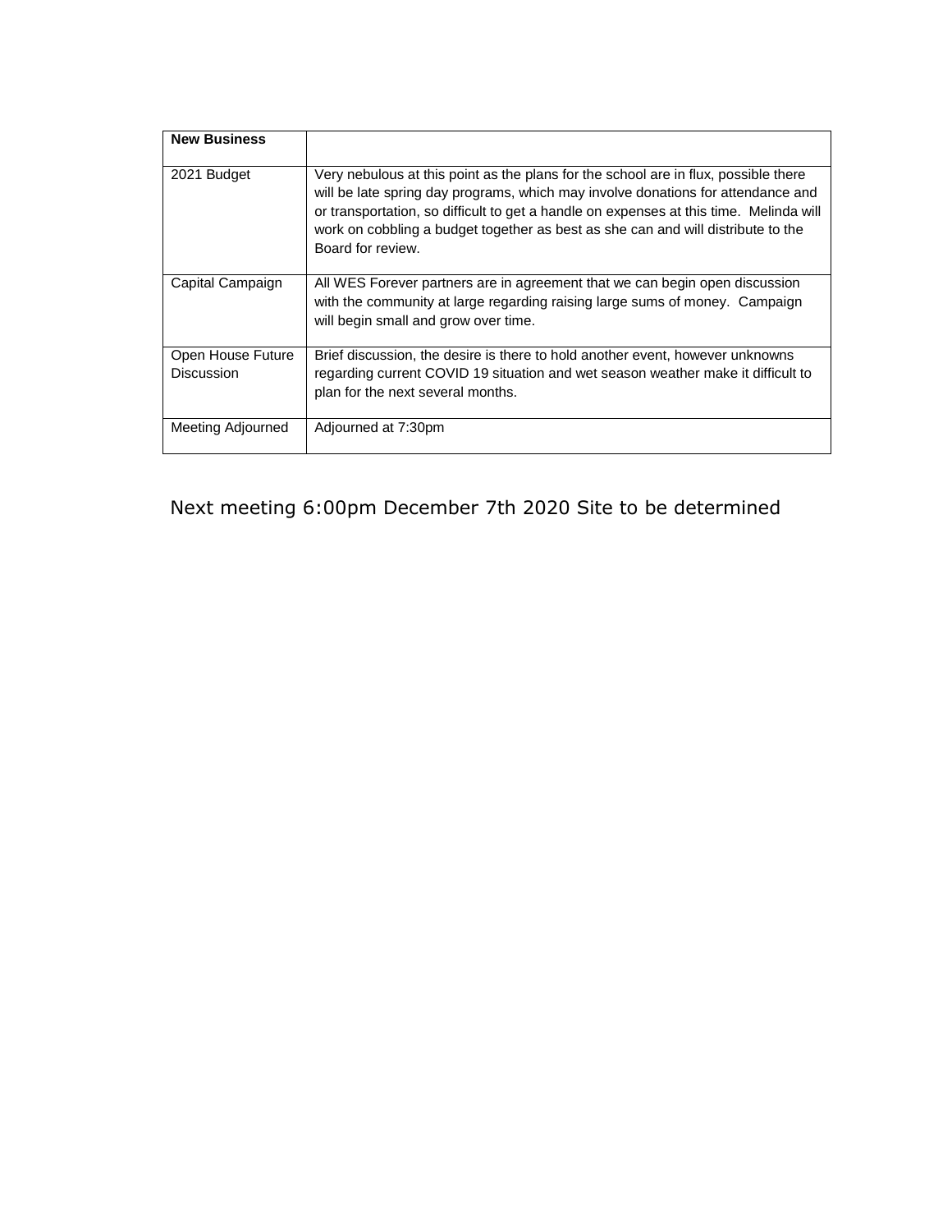| **New Business** | |
|---|---|
| 2021 Budget | Very nebulous at this point as the plans for the school are in flux, possible there will be late spring day programs, which may involve donations for attendance and or transportation, so difficult to get a handle on expenses at this time. Melinda will work on cobbling a budget together as best as she can and will distribute to the Board for review. |
| Capital Campaign | All WES Forever partners are in agreement that we can begin open discussion with the community at large regarding raising large sums of money. Campaign will begin small and grow over time. |
| Open House Future Discussion | Brief discussion, the desire is there to hold another event, however unknowns regarding current COVID 19 situation and wet season weather make it difficult to plan for the next several months. |
| Meeting Adjourned | Adjourned at 7:30pm |

Next meeting 6:00pm December 7th 2020 Site to be determined